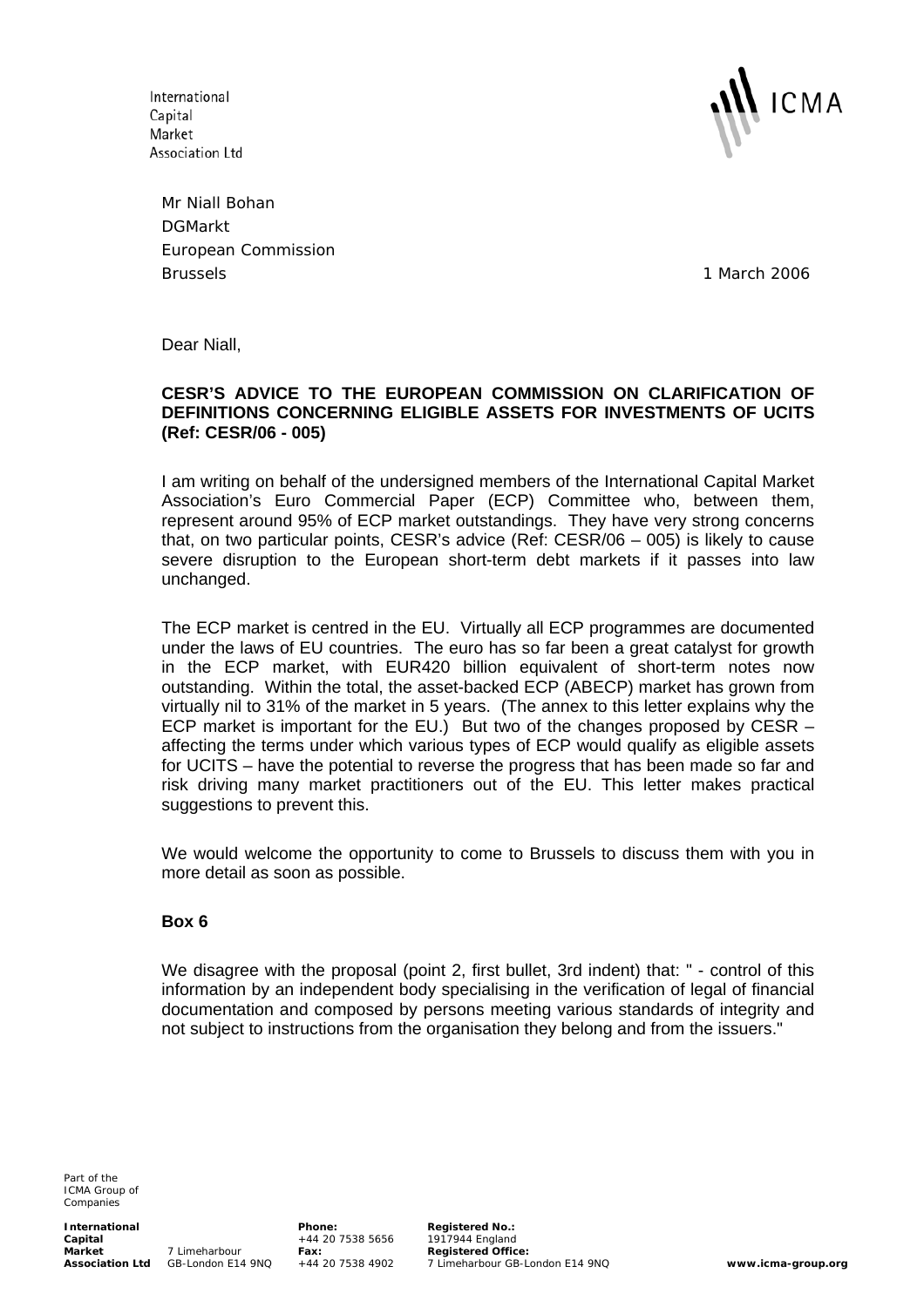International
Capital
Market
Association Ltd

ICMA

Mr Niall Bohan
DGMarkt
European Commission
Brussels

1 March 2006

Dear Niall,

**CESR'S ADVICE TO THE EUROPEAN COMMISSION ON CLARIFICATION OF DEFINITIONS CONCERNING ELIGIBLE ASSETS FOR INVESTMENTS OF UCITS (Ref: CESR/06 - 005)**

I am writing on behalf of the undersigned members of the International Capital Market Association's Euro Commercial Paper (ECP) Committee who, between them, represent around 95% of ECP market outstandings. They have very strong concerns that, on two particular points, CESR's advice (Ref: CESR/06 – 005) is likely to cause severe disruption to the European short-term debt markets if it passes into law unchanged.

The ECP market is centred in the EU. Virtually all ECP programmes are documented under the laws of EU countries. The euro has so far been a great catalyst for growth in the ECP market, with EUR420 billion equivalent of short-term notes now outstanding. Within the total, the asset-backed ECP (ABECP) market has grown from virtually nil to 31% of the market in 5 years. (The annex to this letter explains why the ECP market is important for the EU.) But two of the changes proposed by CESR – affecting the terms under which various types of ECP would qualify as eligible assets for UCITS – have the potential to reverse the progress that has been made so far and risk driving many market practitioners out of the EU. This letter makes practical suggestions to prevent this.

We would welcome the opportunity to come to Brussels to discuss them with you in more detail as soon as possible.

**Box 6**

We disagree with the proposal (point 2, first bullet, 3rd indent) that: " - control of this information by an independent body specialising in the verification of legal of financial documentation and composed by persons meeting various standards of integrity and not subject to instructions from the organisation they belong and from the issuers."

Part of the ICMA Group of Companies

**International Capital Market Association Ltd** 7 Limeharbour GB-London E14 9NQ **Phone:** +44 20 7538 5656 **Fax:** +44 20 7538 4902 **Registered No.:** 1917944 England **Registered Office:** 7 Limeharbour GB-London E14 9NQ **www.icma-group.org**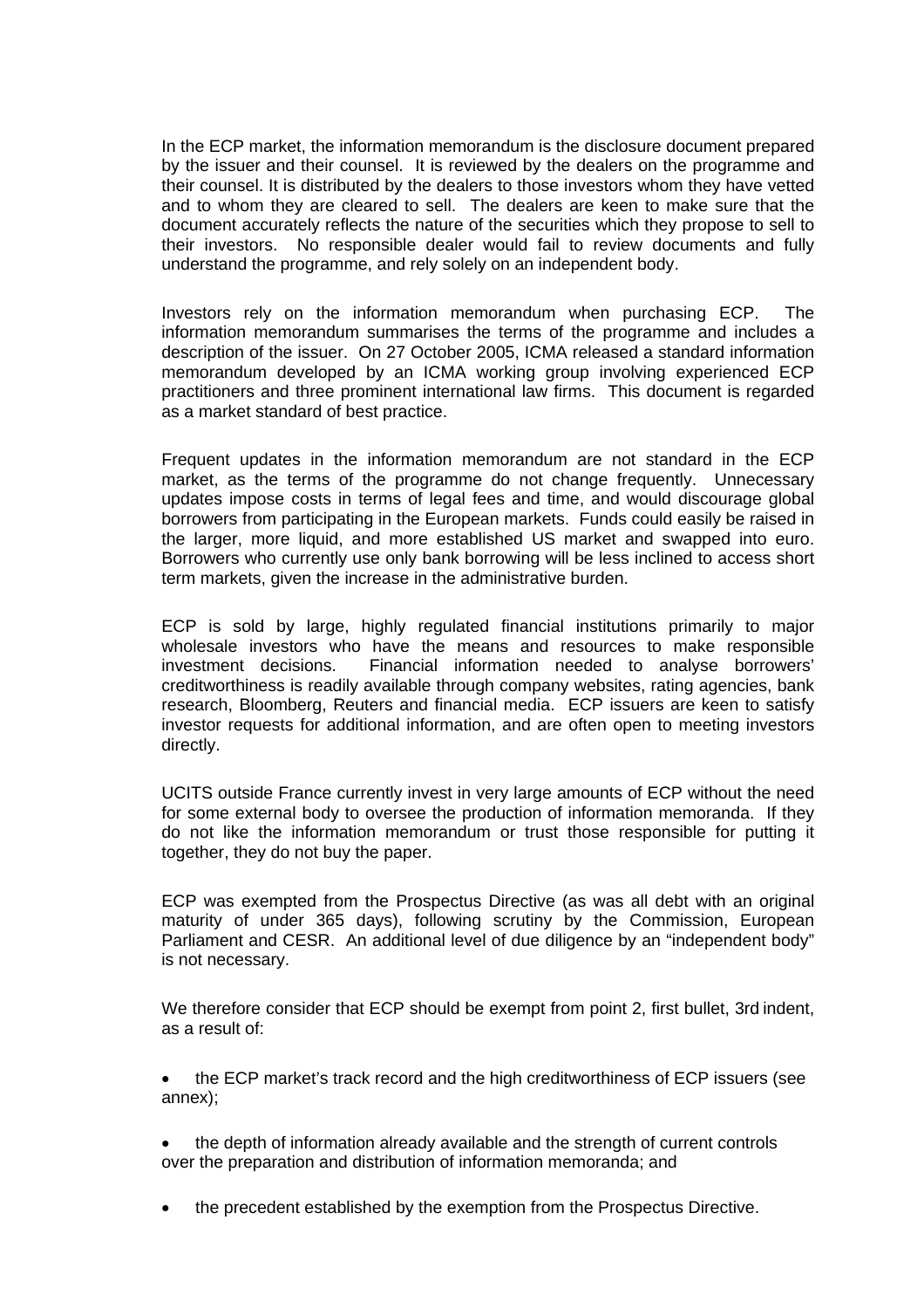In the ECP market, the information memorandum is the disclosure document prepared by the issuer and their counsel. It is reviewed by the dealers on the programme and their counsel. It is distributed by the dealers to those investors whom they have vetted and to whom they are cleared to sell. The dealers are keen to make sure that the document accurately reflects the nature of the securities which they propose to sell to their investors. No responsible dealer would fail to review documents and fully understand the programme, and rely solely on an independent body.

Investors rely on the information memorandum when purchasing ECP. The information memorandum summarises the terms of the programme and includes a description of the issuer. On 27 October 2005, ICMA released a standard information memorandum developed by an ICMA working group involving experienced ECP practitioners and three prominent international law firms. This document is regarded as a market standard of best practice.

Frequent updates in the information memorandum are not standard in the ECP market, as the terms of the programme do not change frequently. Unnecessary updates impose costs in terms of legal fees and time, and would discourage global borrowers from participating in the European markets. Funds could easily be raised in the larger, more liquid, and more established US market and swapped into euro. Borrowers who currently use only bank borrowing will be less inclined to access short term markets, given the increase in the administrative burden.

ECP is sold by large, highly regulated financial institutions primarily to major wholesale investors who have the means and resources to make responsible investment decisions. Financial information needed to analyse borrowers' creditworthiness is readily available through company websites, rating agencies, bank research, Bloomberg, Reuters and financial media. ECP issuers are keen to satisfy investor requests for additional information, and are often open to meeting investors directly.

UCITS outside France currently invest in very large amounts of ECP without the need for some external body to oversee the production of information memoranda. If they do not like the information memorandum or trust those responsible for putting it together, they do not buy the paper.

ECP was exempted from the Prospectus Directive (as was all debt with an original maturity of under 365 days), following scrutiny by the Commission, European Parliament and CESR. An additional level of due diligence by an "independent body" is not necessary.

We therefore consider that ECP should be exempt from point 2, first bullet, 3rd indent, as a result of:

- the ECP market's track record and the high creditworthiness of ECP issuers (see annex);
- the depth of information already available and the strength of current controls over the preparation and distribution of information memoranda; and
- the precedent established by the exemption from the Prospectus Directive.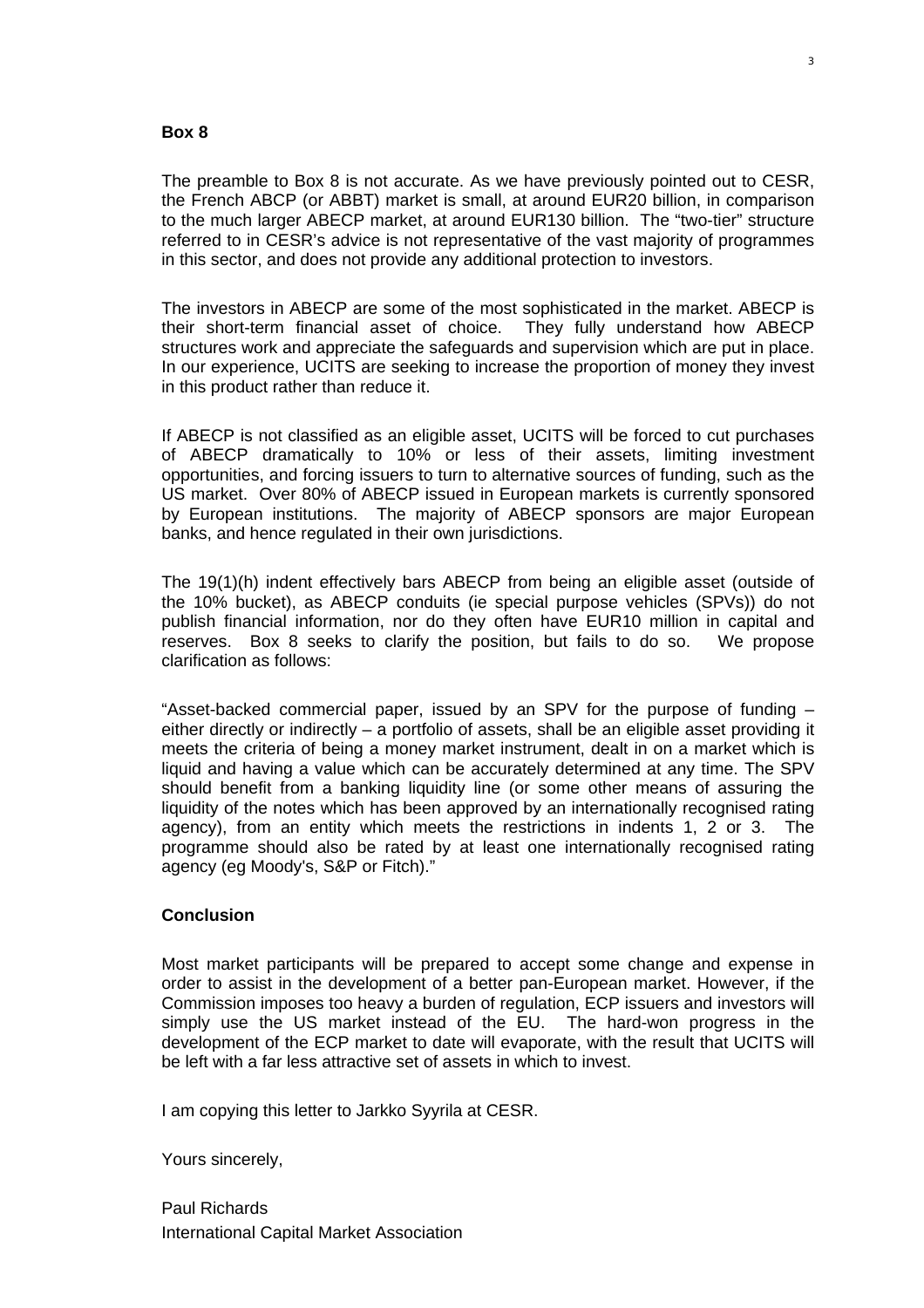**Box 8**

The preamble to Box 8 is not accurate. As we have previously pointed out to CESR, the French ABCP (or ABBT) market is small, at around EUR20 billion, in comparison to the much larger ABECP market, at around EUR130 billion. The "two-tier" structure referred to in CESR's advice is not representative of the vast majority of programmes in this sector, and does not provide any additional protection to investors.

The investors in ABECP are some of the most sophisticated in the market. ABECP is their short-term financial asset of choice. They fully understand how ABECP structures work and appreciate the safeguards and supervision which are put in place. In our experience, UCITS are seeking to increase the proportion of money they invest in this product rather than reduce it.

If ABECP is not classified as an eligible asset, UCITS will be forced to cut purchases of ABECP dramatically to 10% or less of their assets, limiting investment opportunities, and forcing issuers to turn to alternative sources of funding, such as the US market. Over 80% of ABECP issued in European markets is currently sponsored by European institutions. The majority of ABECP sponsors are major European banks, and hence regulated in their own jurisdictions.

The 19(1)(h) indent effectively bars ABECP from being an eligible asset (outside of the 10% bucket), as ABECP conduits (ie special purpose vehicles (SPVs)) do not publish financial information, nor do they often have EUR10 million in capital and reserves. Box 8 seeks to clarify the position, but fails to do so. We propose clarification as follows:

"Asset-backed commercial paper, issued by an SPV for the purpose of funding – either directly or indirectly – a portfolio of assets, shall be an eligible asset providing it meets the criteria of being a money market instrument, dealt in on a market which is liquid and having a value which can be accurately determined at any time. The SPV should benefit from a banking liquidity line (or some other means of assuring the liquidity of the notes which has been approved by an internationally recognised rating agency), from an entity which meets the restrictions in indents 1, 2 or 3. The programme should also be rated by at least one internationally recognised rating agency (eg Moody's, S&P or Fitch)."

**Conclusion**

Most market participants will be prepared to accept some change and expense in order to assist in the development of a better pan-European market. However, if the Commission imposes too heavy a burden of regulation, ECP issuers and investors will simply use the US market instead of the EU. The hard-won progress in the development of the ECP market to date will evaporate, with the result that UCITS will be left with a far less attractive set of assets in which to invest.

I am copying this letter to Jarkko Syyrila at CESR.

Yours sincerely,

Paul Richards
International Capital Market Association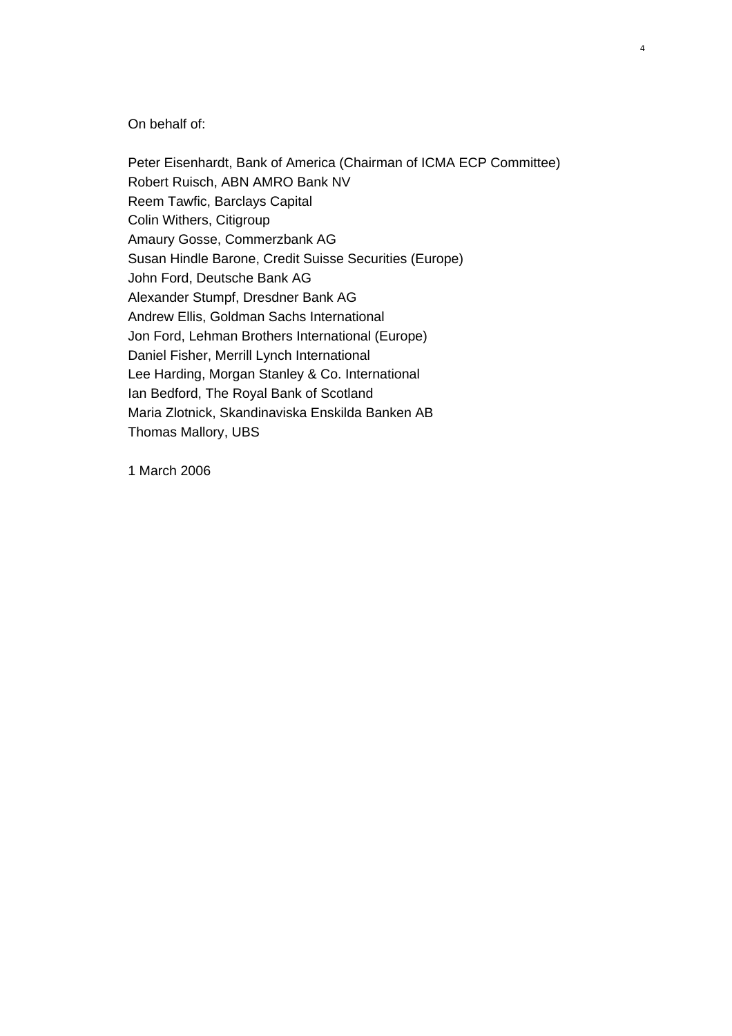On behalf of:

Peter Eisenhardt, Bank of America (Chairman of ICMA ECP Committee)
Robert Ruisch, ABN AMRO Bank NV
Reem Tawfic, Barclays Capital
Colin Withers, Citigroup
Amaury Gosse, Commerzbank AG
Susan Hindle Barone, Credit Suisse Securities (Europe)
John Ford, Deutsche Bank AG
Alexander Stumpf, Dresdner Bank AG
Andrew Ellis, Goldman Sachs International
Jon Ford, Lehman Brothers International (Europe)
Daniel Fisher, Merrill Lynch International
Lee Harding, Morgan Stanley & Co. International
Ian Bedford, The Royal Bank of Scotland
Maria Zlotnick, Skandinaviska Enskilda Banken AB
Thomas Mallory, UBS

1 March 2006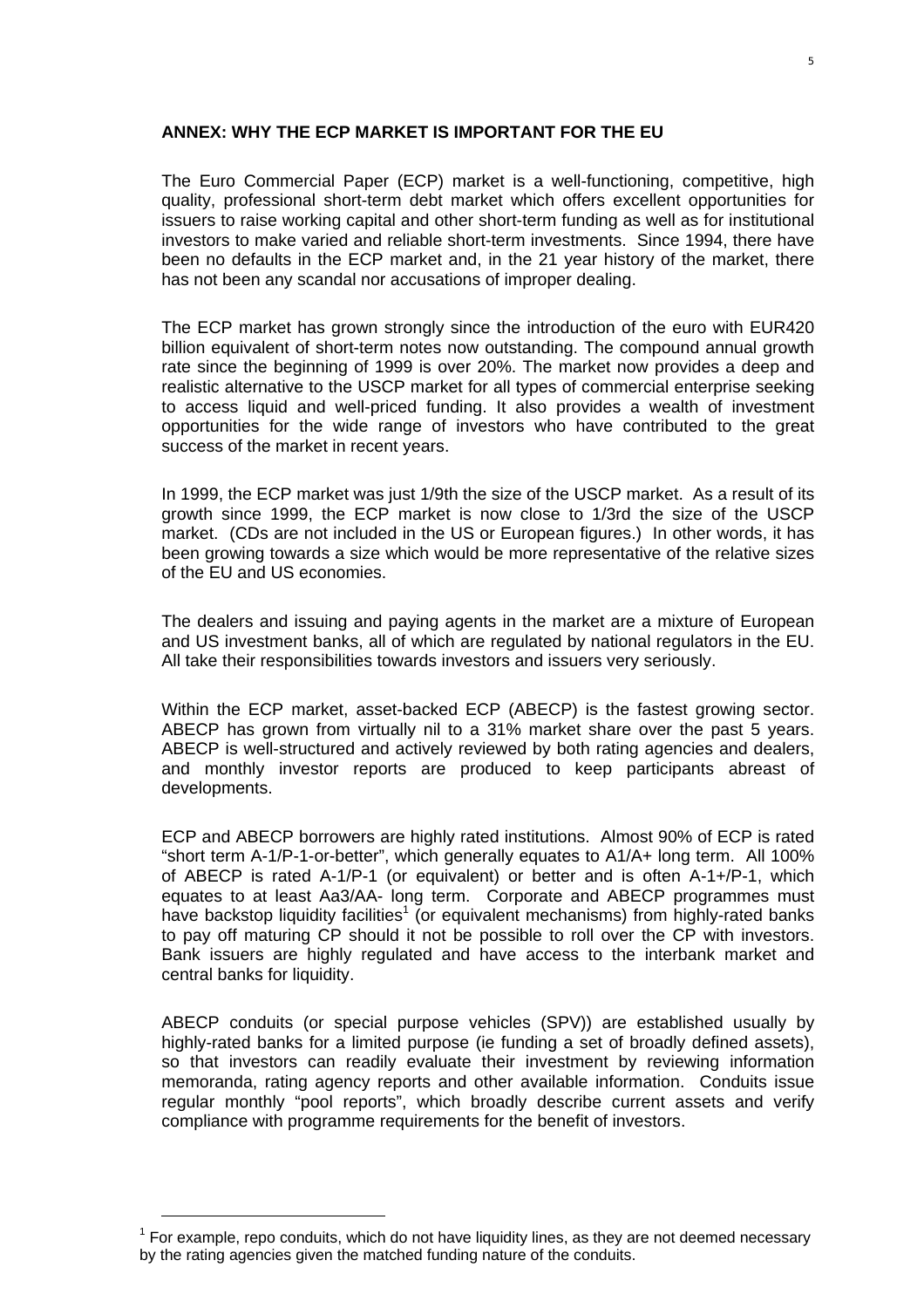## ANNEX: WHY THE ECP MARKET IS IMPORTANT FOR THE EU

The Euro Commercial Paper (ECP) market is a well-functioning, competitive, high quality, professional short-term debt market which offers excellent opportunities for issuers to raise working capital and other short-term funding as well as for institutional investors to make varied and reliable short-term investments. Since 1994, there have been no defaults in the ECP market and, in the 21 year history of the market, there has not been any scandal nor accusations of improper dealing.

The ECP market has grown strongly since the introduction of the euro with EUR420 billion equivalent of short-term notes now outstanding. The compound annual growth rate since the beginning of 1999 is over 20%. The market now provides a deep and realistic alternative to the USCP market for all types of commercial enterprise seeking to access liquid and well-priced funding. It also provides a wealth of investment opportunities for the wide range of investors who have contributed to the great success of the market in recent years.

In 1999, the ECP market was just 1/9th the size of the USCP market. As a result of its growth since 1999, the ECP market is now close to 1/3rd the size of the USCP market. (CDs are not included in the US or European figures.) In other words, it has been growing towards a size which would be more representative of the relative sizes of the EU and US economies.

The dealers and issuing and paying agents in the market are a mixture of European and US investment banks, all of which are regulated by national regulators in the EU. All take their responsibilities towards investors and issuers very seriously.

Within the ECP market, asset-backed ECP (ABECP) is the fastest growing sector. ABECP has grown from virtually nil to a 31% market share over the past 5 years. ABECP is well-structured and actively reviewed by both rating agencies and dealers, and monthly investor reports are produced to keep participants abreast of developments.

ECP and ABECP borrowers are highly rated institutions. Almost 90% of ECP is rated "short term A-1/P-1-or-better", which generally equates to A1/A+ long term. All 100% of ABECP is rated A-1/P-1 (or equivalent) or better and is often A-1+/P-1, which equates to at least Aa3/AA- long term. Corporate and ABECP programmes must have backstop liquidity facilities[1] (or equivalent mechanisms) from highly-rated banks to pay off maturing CP should it not be possible to roll over the CP with investors. Bank issuers are highly regulated and have access to the interbank market and central banks for liquidity.

ABECP conduits (or special purpose vehicles (SPV)) are established usually by highly-rated banks for a limited purpose (ie funding a set of broadly defined assets), so that investors can readily evaluate their investment by reviewing information memoranda, rating agency reports and other available information. Conduits issue regular monthly "pool reports", which broadly describe current assets and verify compliance with programme requirements for the benefit of investors.

[1] For example, repo conduits, which do not have liquidity lines, as they are not deemed necessary by the rating agencies given the matched funding nature of the conduits.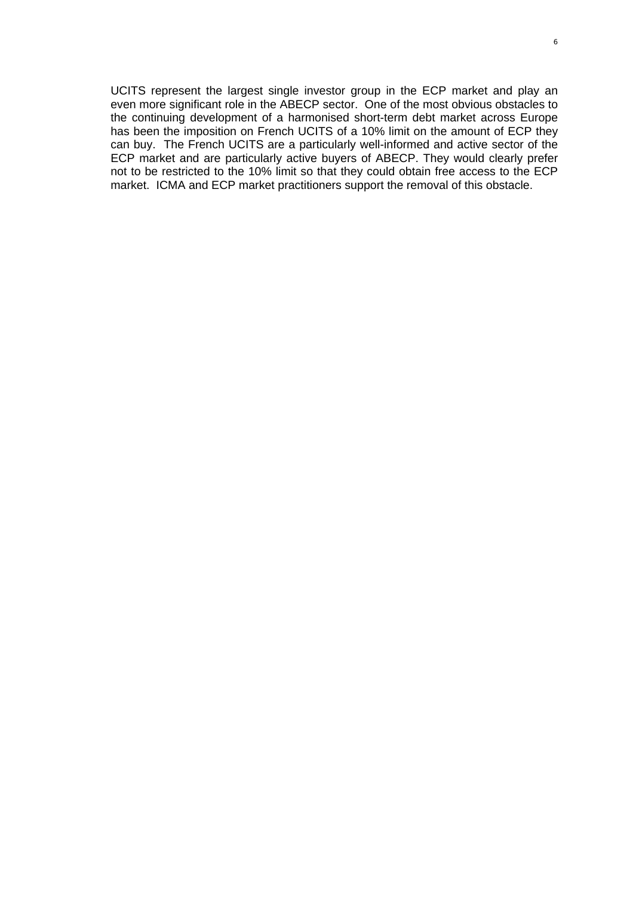UCITS represent the largest single investor group in the ECP market and play an even more significant role in the ABECP sector. One of the most obvious obstacles to the continuing development of a harmonised short-term debt market across Europe has been the imposition on French UCITS of a 10% limit on the amount of ECP they can buy. The French UCITS are a particularly well-informed and active sector of the ECP market and are particularly active buyers of ABECP. They would clearly prefer not to be restricted to the 10% limit so that they could obtain free access to the ECP market. ICMA and ECP market practitioners support the removal of this obstacle.